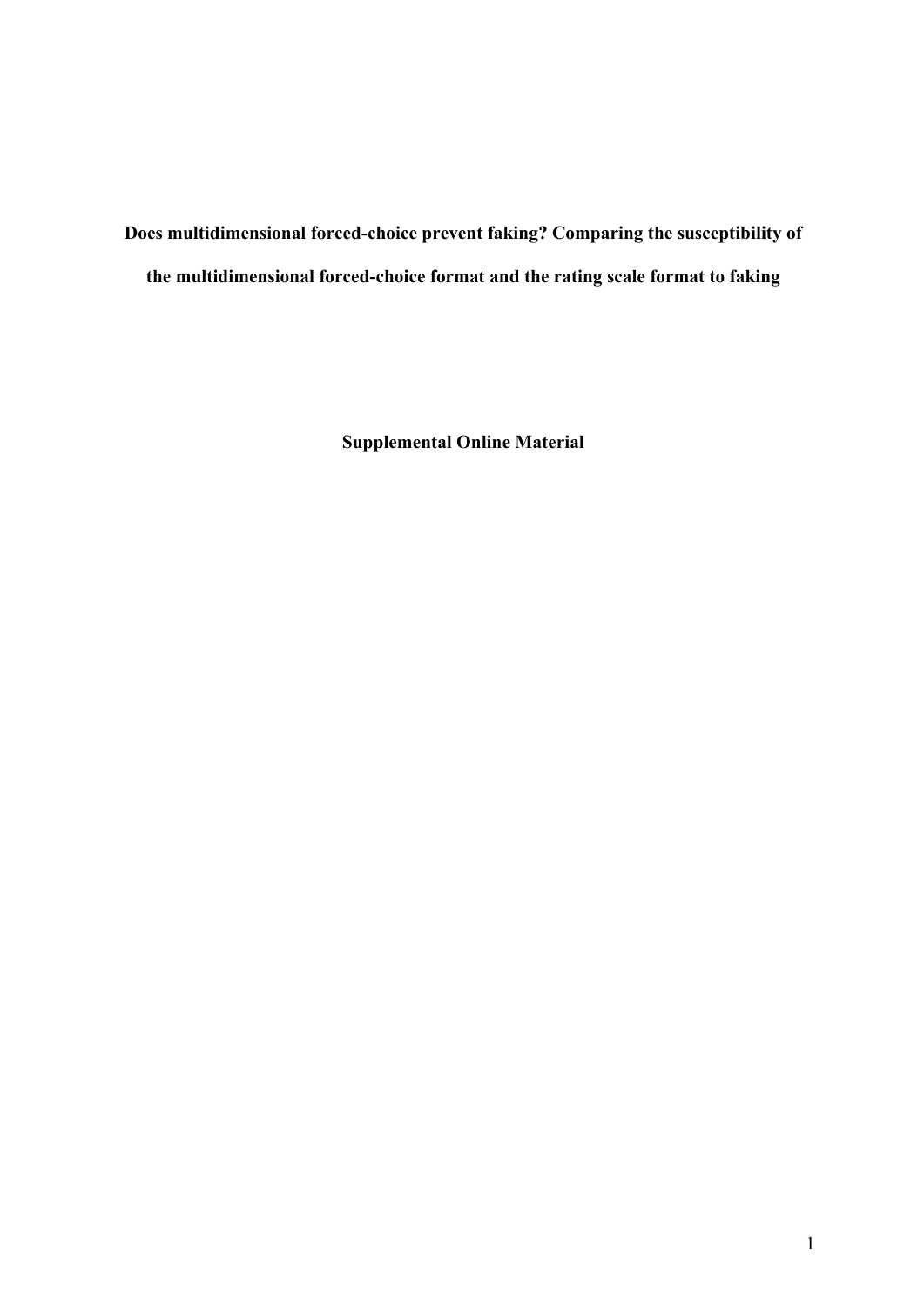**Does multidimensional forced-choice prevent faking? Comparing the susceptibility of the multidimensional forced-choice format and the rating scale format to faking**

**Supplemental Online Material**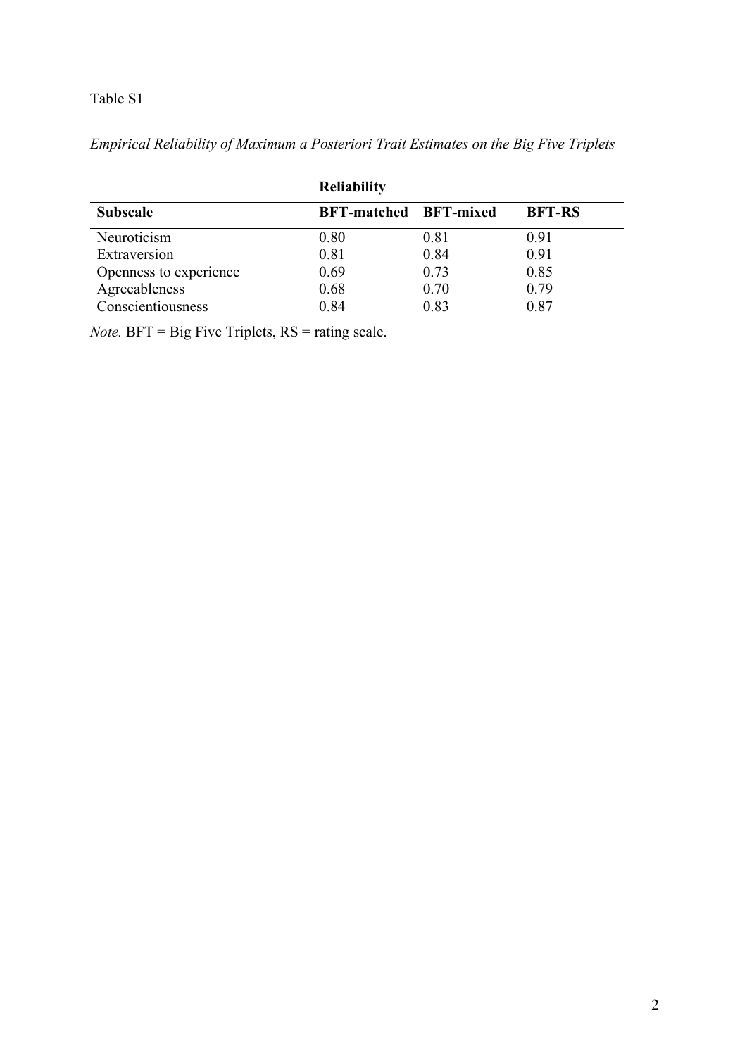Table S1

*Empirical Reliability of Maximum a Posteriori Trait Estimates on the Big Five Triplets*

| | **Reliability** | | |
|---|---|---|---|
| **Subscale** | **BFT-matched** | **BFT-mixed** | **BFT-RS** |
| Neuroticism | 0.80 | 0.81 | 0.91 |
| Extraversion | 0.81 | 0.84 | 0.91 |
| Openness to experience | 0.69 | 0.73 | 0.85 |
| Agreeableness | 0.68 | 0.70 | 0.79 |
| Conscientiousness | 0.84 | 0.83 | 0.87 |

*Note.* BFT = Big Five Triplets, RS = rating scale.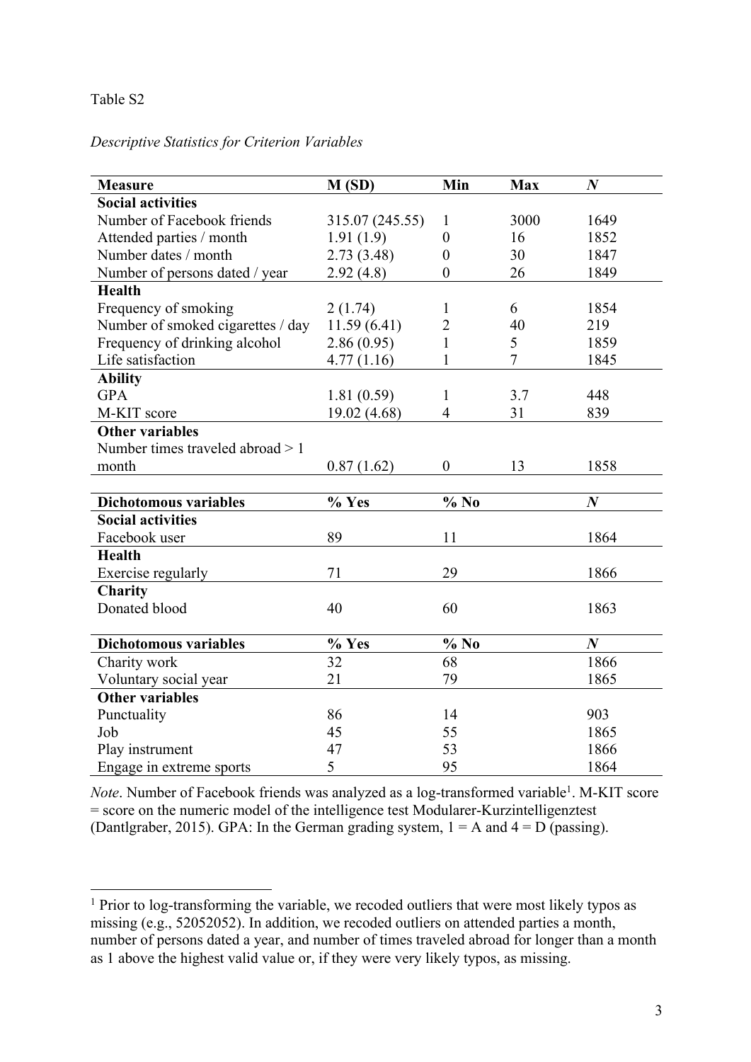Table S2

*Descriptive Statistics for Criterion Variables*

| **Measure** | **M (SD)** | **Min** | **Max** | ***N*** |
|---|---|---|---|---|
| **Social activities** | | | | |
| Number of Facebook friends | 315.07 (245.55) | 1 | 3000 | 1649 |
| Attended parties / month | 1.91 (1.9) | 0 | 16 | 1852 |
| Number dates / month | 2.73 (3.48) | 0 | 30 | 1847 |
| Number of persons dated / year | 2.92 (4.8) | 0 | 26 | 1849 |
| **Health** | | | | |
| Frequency of smoking | 2 (1.74) | 1 | 6 | 1854 |
| Number of smoked cigarettes / day | 11.59 (6.41) | 2 | 40 | 219 |
| Frequency of drinking alcohol | 2.86 (0.95) | 1 | 5 | 1859 |
| Life satisfaction | 4.77 (1.16) | 1 | 7 | 1845 |
| **Ability** | | | | |
| GPA | 1.81 (0.59) | 1 | 3.7 | 448 |
| M-KIT score | 19.02 (4.68) | 4 | 31 | 839 |
| **Other variables** | | | | |
| Number times traveled abroad > 1 month | 0.87 (1.62) | 0 | 13 | 1858 |

| **Dichotomous variables** | **% Yes** | **% No** | | ***N*** |
|---|---|---|---|---|
| **Social activities** | | | | |
| Facebook user | 89 | 11 | | 1864 |
| **Health** | | | | |
| Exercise regularly | 71 | 29 | | 1866 |
| **Charity** | | | | |
| Donated blood | 40 | 60 | | 1863 |
| Charity work | 32 | 68 | | 1866 |
| Voluntary social year | 21 | 79 | | 1865 |
| **Other variables** | | | | |
| Punctuality | 86 | 14 | | 903 |
| Job | 45 | 55 | | 1865 |
| Play instrument | 47 | 53 | | 1866 |
| Engage in extreme sports | 5 | 95 | | 1864 |

*Note*. Number of Facebook friends was analyzed as a log-transformed variable[1]. M-KIT score = score on the numeric model of the intelligence test Modularer-Kurzintelligenztest (Dantlgraber, 2015). GPA: In the German grading system, 1 = A and 4 = D (passing).

[1] Prior to log-transforming the variable, we recoded outliers that were most likely typos as missing (e.g., 52052052). In addition, we recoded outliers on attended parties a month, number of persons dated a year, and number of times traveled abroad for longer than a month as 1 above the highest valid value or, if they were very likely typos, as missing.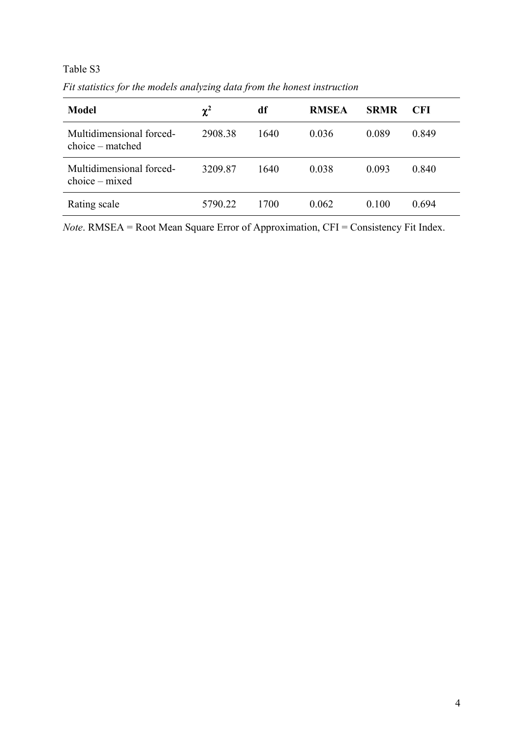Table S3

*Fit statistics for the models analyzing data from the honest instruction*

| **Model** | **$\chi^2$** | **df** | **RMSEA** | **SRMR** | **CFI** |
|---|---|---|---|---|---|
| Multidimensional forced-choice – matched | 2908.38 | 1640 | 0.036 | 0.089 | 0.849 |
| Multidimensional forced-choice – mixed | 3209.87 | 1640 | 0.038 | 0.093 | 0.840 |
| Rating scale | 5790.22 | 1700 | 0.062 | 0.100 | 0.694 |

*Note*. RMSEA = Root Mean Square Error of Approximation, CFI = Consistency Fit Index.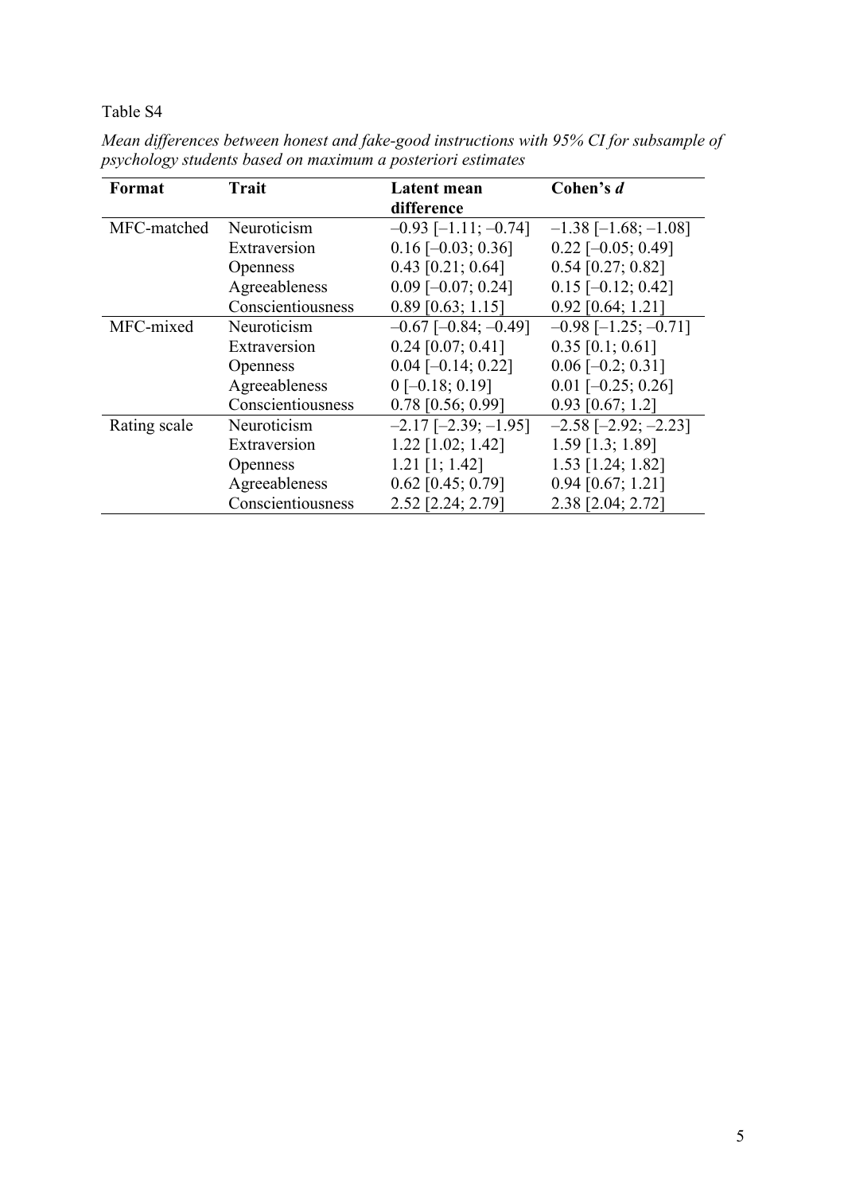Table S4

*Mean differences between honest and fake-good instructions with 95% CI for subsample of psychology students based on maximum a posteriori estimates*

| Format | Trait | Latent mean difference | Cohen's *d* |
|---|---|---|---|
| MFC-matched | Neuroticism | –0.93 [–1.11; –0.74] | –1.38 [–1.68; –1.08] |
| | Extraversion | 0.16 [–0.03; 0.36] | 0.22 [–0.05; 0.49] |
| | Openness | 0.43 [0.21; 0.64] | 0.54 [0.27; 0.82] |
| | Agreeableness | 0.09 [–0.07; 0.24] | 0.15 [–0.12; 0.42] |
| | Conscientiousness | 0.89 [0.63; 1.15] | 0.92 [0.64; 1.21] |
| MFC-mixed | Neuroticism | –0.67 [–0.84; –0.49] | –0.98 [–1.25; –0.71] |
| | Extraversion | 0.24 [0.07; 0.41] | 0.35 [0.1; 0.61] |
| | Openness | 0.04 [–0.14; 0.22] | 0.06 [–0.2; 0.31] |
| | Agreeableness | 0 [–0.18; 0.19] | 0.01 [–0.25; 0.26] |
| | Conscientiousness | 0.78 [0.56; 0.99] | 0.93 [0.67; 1.2] |
| Rating scale | Neuroticism | –2.17 [–2.39; –1.95] | –2.58 [–2.92; –2.23] |
| | Extraversion | 1.22 [1.02; 1.42] | 1.59 [1.3; 1.89] |
| | Openness | 1.21 [1; 1.42] | 1.53 [1.24; 1.82] |
| | Agreeableness | 0.62 [0.45; 0.79] | 0.94 [0.67; 1.21] |
| | Conscientiousness | 2.52 [2.24; 2.79] | 2.38 [2.04; 2.72] |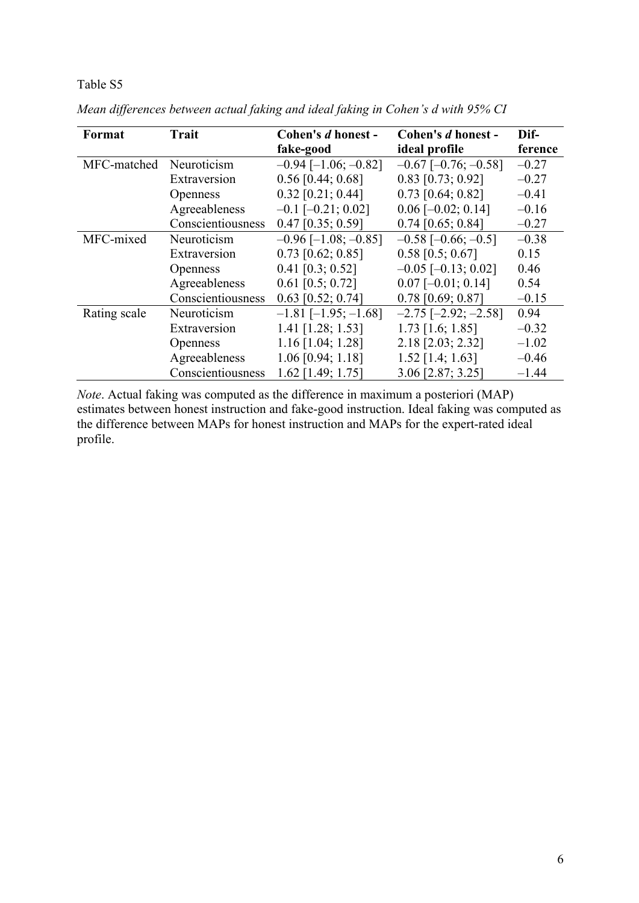Table S5

*Mean differences between actual faking and ideal faking in Cohen's d with 95% CI*

| Format | Trait | Cohen's *d* honest - fake-good | Cohen's *d* honest - ideal profile | Dif-ference |
|---|---|---|---|---|
| MFC-matched | Neuroticism | –0.94 [–1.06; –0.82] | –0.67 [–0.76; –0.58] | –0.27 |
| | Extraversion | 0.56 [0.44; 0.68] | 0.83 [0.73; 0.92] | –0.27 |
| | Openness | 0.32 [0.21; 0.44] | 0.73 [0.64; 0.82] | –0.41 |
| | Agreeableness | –0.1 [–0.21; 0.02] | 0.06 [–0.02; 0.14] | –0.16 |
| | Conscientiousness | 0.47 [0.35; 0.59] | 0.74 [0.65; 0.84] | –0.27 |
| MFC-mixed | Neuroticism | –0.96 [–1.08; –0.85] | –0.58 [–0.66; –0.5] | –0.38 |
| | Extraversion | 0.73 [0.62; 0.85] | 0.58 [0.5; 0.67] | 0.15 |
| | Openness | 0.41 [0.3; 0.52] | –0.05 [–0.13; 0.02] | 0.46 |
| | Agreeableness | 0.61 [0.5; 0.72] | 0.07 [–0.01; 0.14] | 0.54 |
| | Conscientiousness | 0.63 [0.52; 0.74] | 0.78 [0.69; 0.87] | –0.15 |
| Rating scale | Neuroticism | –1.81 [–1.95; –1.68] | –2.75 [–2.92; –2.58] | 0.94 |
| | Extraversion | 1.41 [1.28; 1.53] | 1.73 [1.6; 1.85] | –0.32 |
| | Openness | 1.16 [1.04; 1.28] | 2.18 [2.03; 2.32] | –1.02 |
| | Agreeableness | 1.06 [0.94; 1.18] | 1.52 [1.4; 1.63] | –0.46 |
| | Conscientiousness | 1.62 [1.49; 1.75] | 3.06 [2.87; 3.25] | –1.44 |

*Note*. Actual faking was computed as the difference in maximum a posteriori (MAP) estimates between honest instruction and fake-good instruction. Ideal faking was computed as the difference between MAPs for honest instruction and MAPs for the expert-rated ideal profile.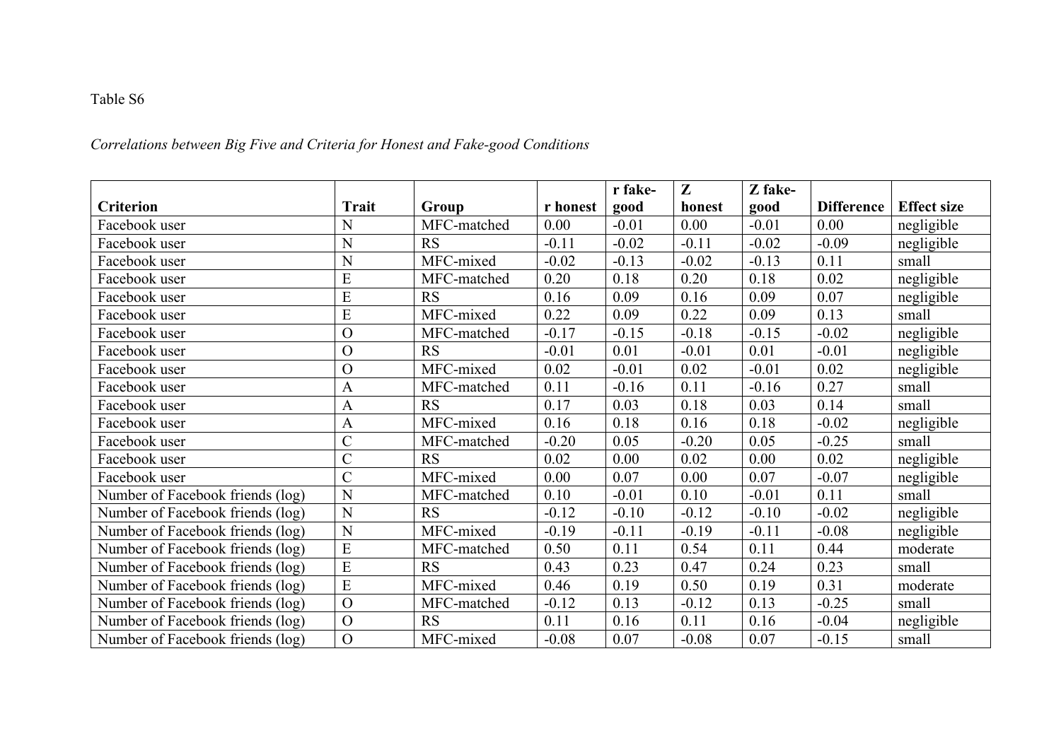Table S6

*Correlations between Big Five and Criteria for Honest and Fake-good Conditions*

| Criterion | Trait | Group | r honest | r fake-good | Z honest | Z fake-good | Difference | Effect size |
|---|---|---|---|---|---|---|---|---|
| Facebook user | N | MFC-matched | 0.00 | -0.01 | 0.00 | -0.01 | 0.00 | negligible |
| Facebook user | N | RS | -0.11 | -0.02 | -0.11 | -0.02 | -0.09 | negligible |
| Facebook user | N | MFC-mixed | -0.02 | -0.13 | -0.02 | -0.13 | 0.11 | small |
| Facebook user | E | MFC-matched | 0.20 | 0.18 | 0.20 | 0.18 | 0.02 | negligible |
| Facebook user | E | RS | 0.16 | 0.09 | 0.16 | 0.09 | 0.07 | negligible |
| Facebook user | E | MFC-mixed | 0.22 | 0.09 | 0.22 | 0.09 | 0.13 | small |
| Facebook user | O | MFC-matched | -0.17 | -0.15 | -0.18 | -0.15 | -0.02 | negligible |
| Facebook user | O | RS | -0.01 | 0.01 | -0.01 | 0.01 | -0.01 | negligible |
| Facebook user | O | MFC-mixed | 0.02 | -0.01 | 0.02 | -0.01 | 0.02 | negligible |
| Facebook user | A | MFC-matched | 0.11 | -0.16 | 0.11 | -0.16 | 0.27 | small |
| Facebook user | A | RS | 0.17 | 0.03 | 0.18 | 0.03 | 0.14 | small |
| Facebook user | A | MFC-mixed | 0.16 | 0.18 | 0.16 | 0.18 | -0.02 | negligible |
| Facebook user | C | MFC-matched | -0.20 | 0.05 | -0.20 | 0.05 | -0.25 | small |
| Facebook user | C | RS | 0.02 | 0.00 | 0.02 | 0.00 | 0.02 | negligible |
| Facebook user | C | MFC-mixed | 0.00 | 0.07 | 0.00 | 0.07 | -0.07 | negligible |
| Number of Facebook friends (log) | N | MFC-matched | 0.10 | -0.01 | 0.10 | -0.01 | 0.11 | small |
| Number of Facebook friends (log) | N | RS | -0.12 | -0.10 | -0.12 | -0.10 | -0.02 | negligible |
| Number of Facebook friends (log) | N | MFC-mixed | -0.19 | -0.11 | -0.19 | -0.11 | -0.08 | negligible |
| Number of Facebook friends (log) | E | MFC-matched | 0.50 | 0.11 | 0.54 | 0.11 | 0.44 | moderate |
| Number of Facebook friends (log) | E | RS | 0.43 | 0.23 | 0.47 | 0.24 | 0.23 | small |
| Number of Facebook friends (log) | E | MFC-mixed | 0.46 | 0.19 | 0.50 | 0.19 | 0.31 | moderate |
| Number of Facebook friends (log) | O | MFC-matched | -0.12 | 0.13 | -0.12 | 0.13 | -0.25 | small |
| Number of Facebook friends (log) | O | RS | 0.11 | 0.16 | 0.11 | 0.16 | -0.04 | negligible |
| Number of Facebook friends (log) | O | MFC-mixed | -0.08 | 0.07 | -0.08 | 0.07 | -0.15 | small |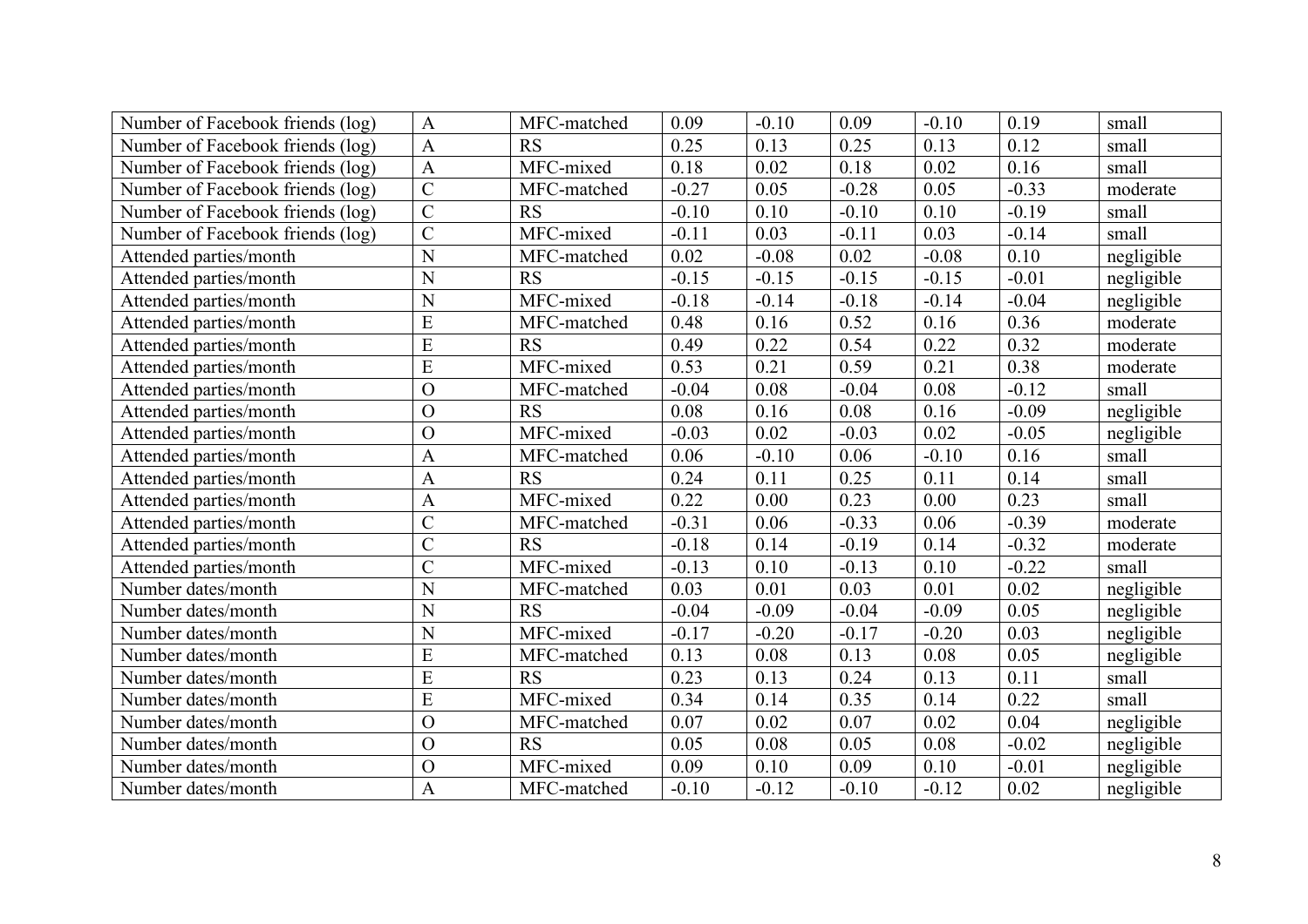| | | | | | | | | |
|---|---|---|---|---|---|---|---|---|
| Number of Facebook friends (log) | A | MFC-matched | 0.09 | -0.10 | 0.09 | -0.10 | 0.19 | small |
| Number of Facebook friends (log) | A | RS | 0.25 | 0.13 | 0.25 | 0.13 | 0.12 | small |
| Number of Facebook friends (log) | A | MFC-mixed | 0.18 | 0.02 | 0.18 | 0.02 | 0.16 | small |
| Number of Facebook friends (log) | C | MFC-matched | -0.27 | 0.05 | -0.28 | 0.05 | -0.33 | moderate |
| Number of Facebook friends (log) | C | RS | -0.10 | 0.10 | -0.10 | 0.10 | -0.19 | small |
| Number of Facebook friends (log) | C | MFC-mixed | -0.11 | 0.03 | -0.11 | 0.03 | -0.14 | small |
| Attended parties/month | N | MFC-matched | 0.02 | -0.08 | 0.02 | -0.08 | 0.10 | negligible |
| Attended parties/month | N | RS | -0.15 | -0.15 | -0.15 | -0.15 | -0.01 | negligible |
| Attended parties/month | N | MFC-mixed | -0.18 | -0.14 | -0.18 | -0.14 | -0.04 | negligible |
| Attended parties/month | E | MFC-matched | 0.48 | 0.16 | 0.52 | 0.16 | 0.36 | moderate |
| Attended parties/month | E | RS | 0.49 | 0.22 | 0.54 | 0.22 | 0.32 | moderate |
| Attended parties/month | E | MFC-mixed | 0.53 | 0.21 | 0.59 | 0.21 | 0.38 | moderate |
| Attended parties/month | O | MFC-matched | -0.04 | 0.08 | -0.04 | 0.08 | -0.12 | small |
| Attended parties/month | O | RS | 0.08 | 0.16 | 0.08 | 0.16 | -0.09 | negligible |
| Attended parties/month | O | MFC-mixed | -0.03 | 0.02 | -0.03 | 0.02 | -0.05 | negligible |
| Attended parties/month | A | MFC-matched | 0.06 | -0.10 | 0.06 | -0.10 | 0.16 | small |
| Attended parties/month | A | RS | 0.24 | 0.11 | 0.25 | 0.11 | 0.14 | small |
| Attended parties/month | A | MFC-mixed | 0.22 | 0.00 | 0.23 | 0.00 | 0.23 | small |
| Attended parties/month | C | MFC-matched | -0.31 | 0.06 | -0.33 | 0.06 | -0.39 | moderate |
| Attended parties/month | C | RS | -0.18 | 0.14 | -0.19 | 0.14 | -0.32 | moderate |
| Attended parties/month | C | MFC-mixed | -0.13 | 0.10 | -0.13 | 0.10 | -0.22 | small |
| Number dates/month | N | MFC-matched | 0.03 | 0.01 | 0.03 | 0.01 | 0.02 | negligible |
| Number dates/month | N | RS | -0.04 | -0.09 | -0.04 | -0.09 | 0.05 | negligible |
| Number dates/month | N | MFC-mixed | -0.17 | -0.20 | -0.17 | -0.20 | 0.03 | negligible |
| Number dates/month | E | MFC-matched | 0.13 | 0.08 | 0.13 | 0.08 | 0.05 | negligible |
| Number dates/month | E | RS | 0.23 | 0.13 | 0.24 | 0.13 | 0.11 | small |
| Number dates/month | E | MFC-mixed | 0.34 | 0.14 | 0.35 | 0.14 | 0.22 | small |
| Number dates/month | O | MFC-matched | 0.07 | 0.02 | 0.07 | 0.02 | 0.04 | negligible |
| Number dates/month | O | RS | 0.05 | 0.08 | 0.05 | 0.08 | -0.02 | negligible |
| Number dates/month | O | MFC-mixed | 0.09 | 0.10 | 0.09 | 0.10 | -0.01 | negligible |
| Number dates/month | A | MFC-matched | -0.10 | -0.12 | -0.10 | -0.12 | 0.02 | negligible |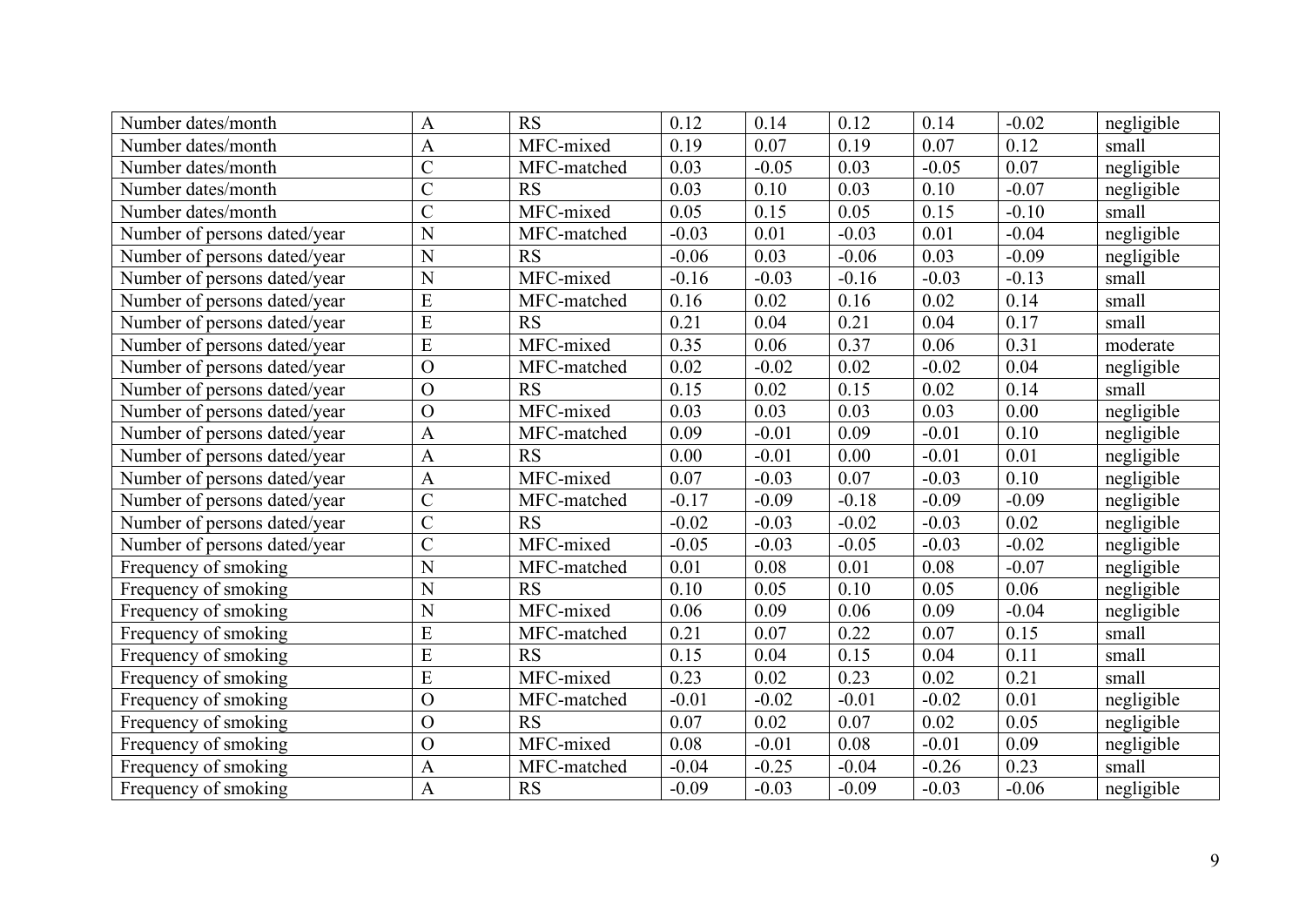| | | | | | | | | |
|---|---|---|---|---|---|---|---|---|
| Number dates/month | A | RS | 0.12 | 0.14 | 0.12 | 0.14 | -0.02 | negligible |
| Number dates/month | A | MFC-mixed | 0.19 | 0.07 | 0.19 | 0.07 | 0.12 | small |
| Number dates/month | C | MFC-matched | 0.03 | -0.05 | 0.03 | -0.05 | 0.07 | negligible |
| Number dates/month | C | RS | 0.03 | 0.10 | 0.03 | 0.10 | -0.07 | negligible |
| Number dates/month | C | MFC-mixed | 0.05 | 0.15 | 0.05 | 0.15 | -0.10 | small |
| Number of persons dated/year | N | MFC-matched | -0.03 | 0.01 | -0.03 | 0.01 | -0.04 | negligible |
| Number of persons dated/year | N | RS | -0.06 | 0.03 | -0.06 | 0.03 | -0.09 | negligible |
| Number of persons dated/year | N | MFC-mixed | -0.16 | -0.03 | -0.16 | -0.03 | -0.13 | small |
| Number of persons dated/year | E | MFC-matched | 0.16 | 0.02 | 0.16 | 0.02 | 0.14 | small |
| Number of persons dated/year | E | RS | 0.21 | 0.04 | 0.21 | 0.04 | 0.17 | small |
| Number of persons dated/year | E | MFC-mixed | 0.35 | 0.06 | 0.37 | 0.06 | 0.31 | moderate |
| Number of persons dated/year | O | MFC-matched | 0.02 | -0.02 | 0.02 | -0.02 | 0.04 | negligible |
| Number of persons dated/year | O | RS | 0.15 | 0.02 | 0.15 | 0.02 | 0.14 | small |
| Number of persons dated/year | O | MFC-mixed | 0.03 | 0.03 | 0.03 | 0.03 | 0.00 | negligible |
| Number of persons dated/year | A | MFC-matched | 0.09 | -0.01 | 0.09 | -0.01 | 0.10 | negligible |
| Number of persons dated/year | A | RS | 0.00 | -0.01 | 0.00 | -0.01 | 0.01 | negligible |
| Number of persons dated/year | A | MFC-mixed | 0.07 | -0.03 | 0.07 | -0.03 | 0.10 | negligible |
| Number of persons dated/year | C | MFC-matched | -0.17 | -0.09 | -0.18 | -0.09 | -0.09 | negligible |
| Number of persons dated/year | C | RS | -0.02 | -0.03 | -0.02 | -0.03 | 0.02 | negligible |
| Number of persons dated/year | C | MFC-mixed | -0.05 | -0.03 | -0.05 | -0.03 | -0.02 | negligible |
| Frequency of smoking | N | MFC-matched | 0.01 | 0.08 | 0.01 | 0.08 | -0.07 | negligible |
| Frequency of smoking | N | RS | 0.10 | 0.05 | 0.10 | 0.05 | 0.06 | negligible |
| Frequency of smoking | N | MFC-mixed | 0.06 | 0.09 | 0.06 | 0.09 | -0.04 | negligible |
| Frequency of smoking | E | MFC-matched | 0.21 | 0.07 | 0.22 | 0.07 | 0.15 | small |
| Frequency of smoking | E | RS | 0.15 | 0.04 | 0.15 | 0.04 | 0.11 | small |
| Frequency of smoking | E | MFC-mixed | 0.23 | 0.02 | 0.23 | 0.02 | 0.21 | small |
| Frequency of smoking | O | MFC-matched | -0.01 | -0.02 | -0.01 | -0.02 | 0.01 | negligible |
| Frequency of smoking | O | RS | 0.07 | 0.02 | 0.07 | 0.02 | 0.05 | negligible |
| Frequency of smoking | O | MFC-mixed | 0.08 | -0.01 | 0.08 | -0.01 | 0.09 | negligible |
| Frequency of smoking | A | MFC-matched | -0.04 | -0.25 | -0.04 | -0.26 | 0.23 | small |
| Frequency of smoking | A | RS | -0.09 | -0.03 | -0.09 | -0.03 | -0.06 | negligible |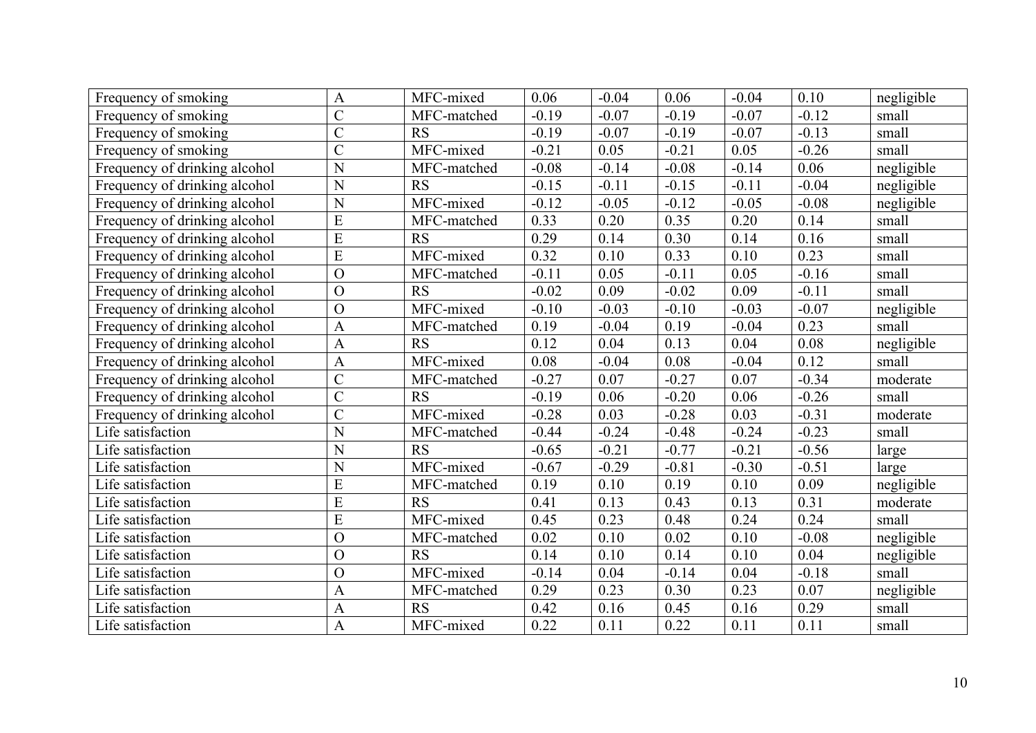| | | | | | | | | |
|---|---|---|---|---|---|---|---|---|
| Frequency of smoking | A | MFC-mixed | 0.06 | -0.04 | 0.06 | -0.04 | 0.10 | negligible |
| Frequency of smoking | C | MFC-matched | -0.19 | -0.07 | -0.19 | -0.07 | -0.12 | small |
| Frequency of smoking | C | RS | -0.19 | -0.07 | -0.19 | -0.07 | -0.13 | small |
| Frequency of smoking | C | MFC-mixed | -0.21 | 0.05 | -0.21 | 0.05 | -0.26 | small |
| Frequency of drinking alcohol | N | MFC-matched | -0.08 | -0.14 | -0.08 | -0.14 | 0.06 | negligible |
| Frequency of drinking alcohol | N | RS | -0.15 | -0.11 | -0.15 | -0.11 | -0.04 | negligible |
| Frequency of drinking alcohol | N | MFC-mixed | -0.12 | -0.05 | -0.12 | -0.05 | -0.08 | negligible |
| Frequency of drinking alcohol | E | MFC-matched | 0.33 | 0.20 | 0.35 | 0.20 | 0.14 | small |
| Frequency of drinking alcohol | E | RS | 0.29 | 0.14 | 0.30 | 0.14 | 0.16 | small |
| Frequency of drinking alcohol | E | MFC-mixed | 0.32 | 0.10 | 0.33 | 0.10 | 0.23 | small |
| Frequency of drinking alcohol | O | MFC-matched | -0.11 | 0.05 | -0.11 | 0.05 | -0.16 | small |
| Frequency of drinking alcohol | O | RS | -0.02 | 0.09 | -0.02 | 0.09 | -0.11 | small |
| Frequency of drinking alcohol | O | MFC-mixed | -0.10 | -0.03 | -0.10 | -0.03 | -0.07 | negligible |
| Frequency of drinking alcohol | A | MFC-matched | 0.19 | -0.04 | 0.19 | -0.04 | 0.23 | small |
| Frequency of drinking alcohol | A | RS | 0.12 | 0.04 | 0.13 | 0.04 | 0.08 | negligible |
| Frequency of drinking alcohol | A | MFC-mixed | 0.08 | -0.04 | 0.08 | -0.04 | 0.12 | small |
| Frequency of drinking alcohol | C | MFC-matched | -0.27 | 0.07 | -0.27 | 0.07 | -0.34 | moderate |
| Frequency of drinking alcohol | C | RS | -0.19 | 0.06 | -0.20 | 0.06 | -0.26 | small |
| Frequency of drinking alcohol | C | MFC-mixed | -0.28 | 0.03 | -0.28 | 0.03 | -0.31 | moderate |
| Life satisfaction | N | MFC-matched | -0.44 | -0.24 | -0.48 | -0.24 | -0.23 | small |
| Life satisfaction | N | RS | -0.65 | -0.21 | -0.77 | -0.21 | -0.56 | large |
| Life satisfaction | N | MFC-mixed | -0.67 | -0.29 | -0.81 | -0.30 | -0.51 | large |
| Life satisfaction | E | MFC-matched | 0.19 | 0.10 | 0.19 | 0.10 | 0.09 | negligible |
| Life satisfaction | E | RS | 0.41 | 0.13 | 0.43 | 0.13 | 0.31 | moderate |
| Life satisfaction | E | MFC-mixed | 0.45 | 0.23 | 0.48 | 0.24 | 0.24 | small |
| Life satisfaction | O | MFC-matched | 0.02 | 0.10 | 0.02 | 0.10 | -0.08 | negligible |
| Life satisfaction | O | RS | 0.14 | 0.10 | 0.14 | 0.10 | 0.04 | negligible |
| Life satisfaction | O | MFC-mixed | -0.14 | 0.04 | -0.14 | 0.04 | -0.18 | small |
| Life satisfaction | A | MFC-matched | 0.29 | 0.23 | 0.30 | 0.23 | 0.07 | negligible |
| Life satisfaction | A | RS | 0.42 | 0.16 | 0.45 | 0.16 | 0.29 | small |
| Life satisfaction | A | MFC-mixed | 0.22 | 0.11 | 0.22 | 0.11 | 0.11 | small |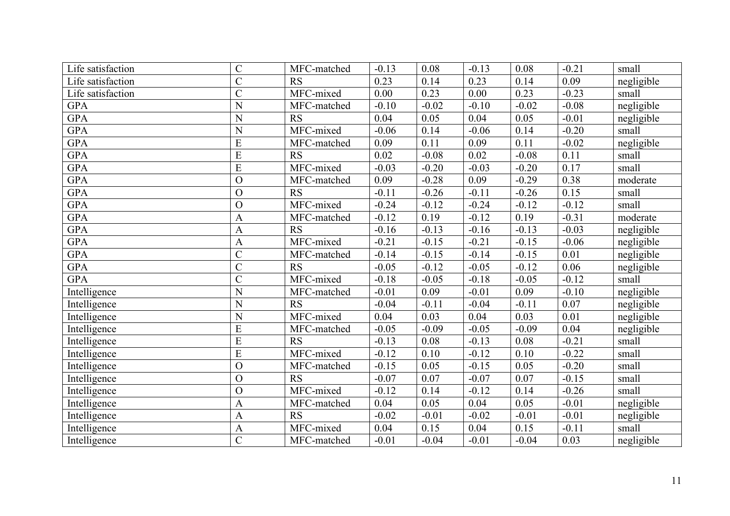| | | | | | | | |
|---|---|---|---|---|---|---|---|
| Life satisfaction | C | MFC-matched | -0.13 | 0.08 | -0.13 | 0.08 | -0.21 | small |
| Life satisfaction | C | RS | 0.23 | 0.14 | 0.23 | 0.14 | 0.09 | negligible |
| Life satisfaction | C | MFC-mixed | 0.00 | 0.23 | 0.00 | 0.23 | -0.23 | small |
| GPA | N | MFC-matched | -0.10 | -0.02 | -0.10 | -0.02 | -0.08 | negligible |
| GPA | N | RS | 0.04 | 0.05 | 0.04 | 0.05 | -0.01 | negligible |
| GPA | N | MFC-mixed | -0.06 | 0.14 | -0.06 | 0.14 | -0.20 | small |
| GPA | E | MFC-matched | 0.09 | 0.11 | 0.09 | 0.11 | -0.02 | negligible |
| GPA | E | RS | 0.02 | -0.08 | 0.02 | -0.08 | 0.11 | small |
| GPA | E | MFC-mixed | -0.03 | -0.20 | -0.03 | -0.20 | 0.17 | small |
| GPA | O | MFC-matched | 0.09 | -0.28 | 0.09 | -0.29 | 0.38 | moderate |
| GPA | O | RS | -0.11 | -0.26 | -0.11 | -0.26 | 0.15 | small |
| GPA | O | MFC-mixed | -0.24 | -0.12 | -0.24 | -0.12 | -0.12 | small |
| GPA | A | MFC-matched | -0.12 | 0.19 | -0.12 | 0.19 | -0.31 | moderate |
| GPA | A | RS | -0.16 | -0.13 | -0.16 | -0.13 | -0.03 | negligible |
| GPA | A | MFC-mixed | -0.21 | -0.15 | -0.21 | -0.15 | -0.06 | negligible |
| GPA | C | MFC-matched | -0.14 | -0.15 | -0.14 | -0.15 | 0.01 | negligible |
| GPA | C | RS | -0.05 | -0.12 | -0.05 | -0.12 | 0.06 | negligible |
| GPA | C | MFC-mixed | -0.18 | -0.05 | -0.18 | -0.05 | -0.12 | small |
| Intelligence | N | MFC-matched | -0.01 | 0.09 | -0.01 | 0.09 | -0.10 | negligible |
| Intelligence | N | RS | -0.04 | -0.11 | -0.04 | -0.11 | 0.07 | negligible |
| Intelligence | N | MFC-mixed | 0.04 | 0.03 | 0.04 | 0.03 | 0.01 | negligible |
| Intelligence | E | MFC-matched | -0.05 | -0.09 | -0.05 | -0.09 | 0.04 | negligible |
| Intelligence | E | RS | -0.13 | 0.08 | -0.13 | 0.08 | -0.21 | small |
| Intelligence | E | MFC-mixed | -0.12 | 0.10 | -0.12 | 0.10 | -0.22 | small |
| Intelligence | O | MFC-matched | -0.15 | 0.05 | -0.15 | 0.05 | -0.20 | small |
| Intelligence | O | RS | -0.07 | 0.07 | -0.07 | 0.07 | -0.15 | small |
| Intelligence | O | MFC-mixed | -0.12 | 0.14 | -0.12 | 0.14 | -0.26 | small |
| Intelligence | A | MFC-matched | 0.04 | 0.05 | 0.04 | 0.05 | -0.01 | negligible |
| Intelligence | A | RS | -0.02 | -0.01 | -0.02 | -0.01 | -0.01 | negligible |
| Intelligence | A | MFC-mixed | 0.04 | 0.15 | 0.04 | 0.15 | -0.11 | small |
| Intelligence | C | MFC-matched | -0.01 | -0.04 | -0.01 | -0.04 | 0.03 | negligible |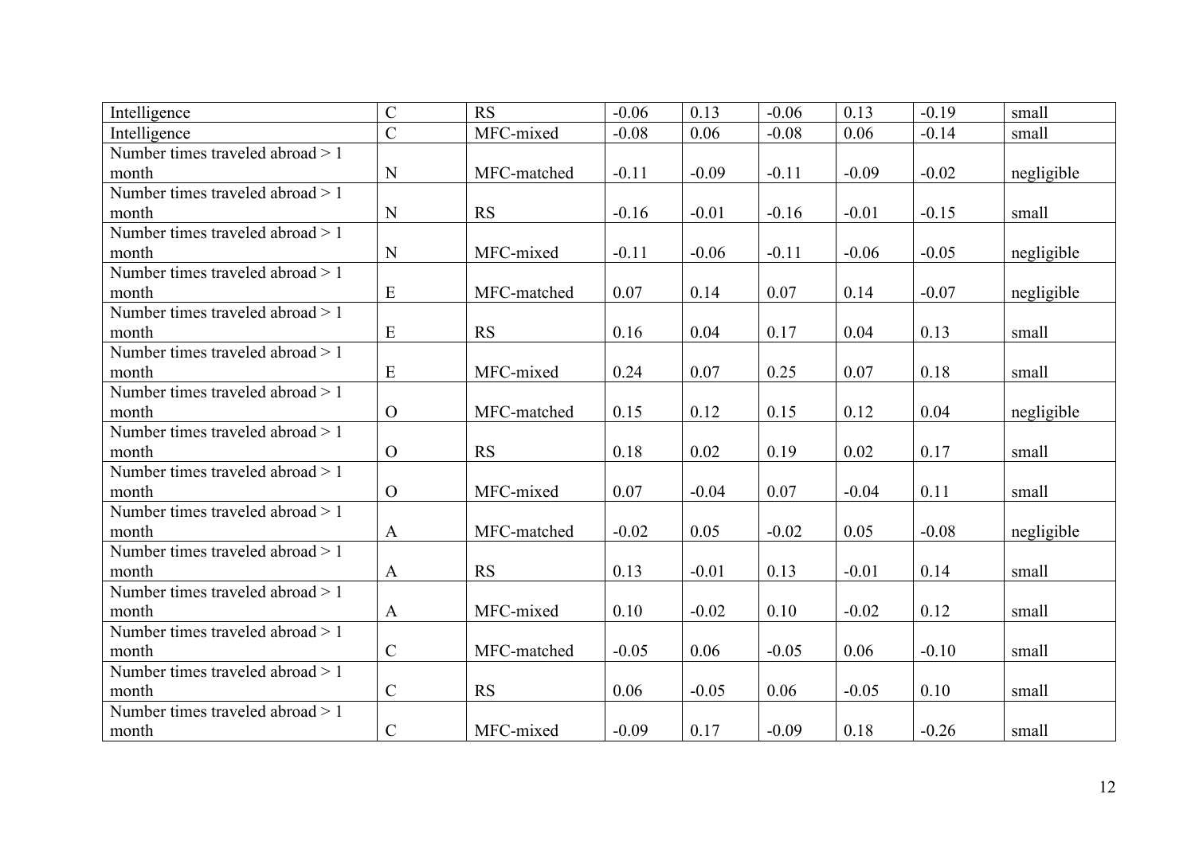| | | | | | | | | |
|---|---|---|---|---|---|---|---|---|
| Intelligence | C | RS | -0.06 | 0.13 | -0.06 | 0.13 | -0.19 | small |
| Intelligence | C | MFC-mixed | -0.08 | 0.06 | -0.08 | 0.06 | -0.14 | small |
| Number times traveled abroad > 1 month | N | MFC-matched | -0.11 | -0.09 | -0.11 | -0.09 | -0.02 | negligible |
| Number times traveled abroad > 1 month | N | RS | -0.16 | -0.01 | -0.16 | -0.01 | -0.15 | small |
| Number times traveled abroad > 1 month | N | MFC-mixed | -0.11 | -0.06 | -0.11 | -0.06 | -0.05 | negligible |
| Number times traveled abroad > 1 month | E | MFC-matched | 0.07 | 0.14 | 0.07 | 0.14 | -0.07 | negligible |
| Number times traveled abroad > 1 month | E | RS | 0.16 | 0.04 | 0.17 | 0.04 | 0.13 | small |
| Number times traveled abroad > 1 month | E | MFC-mixed | 0.24 | 0.07 | 0.25 | 0.07 | 0.18 | small |
| Number times traveled abroad > 1 month | O | MFC-matched | 0.15 | 0.12 | 0.15 | 0.12 | 0.04 | negligible |
| Number times traveled abroad > 1 month | O | RS | 0.18 | 0.02 | 0.19 | 0.02 | 0.17 | small |
| Number times traveled abroad > 1 month | O | MFC-mixed | 0.07 | -0.04 | 0.07 | -0.04 | 0.11 | small |
| Number times traveled abroad > 1 month | A | MFC-matched | -0.02 | 0.05 | -0.02 | 0.05 | -0.08 | negligible |
| Number times traveled abroad > 1 month | A | RS | 0.13 | -0.01 | 0.13 | -0.01 | 0.14 | small |
| Number times traveled abroad > 1 month | A | MFC-mixed | 0.10 | -0.02 | 0.10 | -0.02 | 0.12 | small |
| Number times traveled abroad > 1 month | C | MFC-matched | -0.05 | 0.06 | -0.05 | 0.06 | -0.10 | small |
| Number times traveled abroad > 1 month | C | RS | 0.06 | -0.05 | 0.06 | -0.05 | 0.10 | small |
| Number times traveled abroad > 1 month | C | MFC-mixed | -0.09 | 0.17 | -0.09 | 0.18 | -0.26 | small |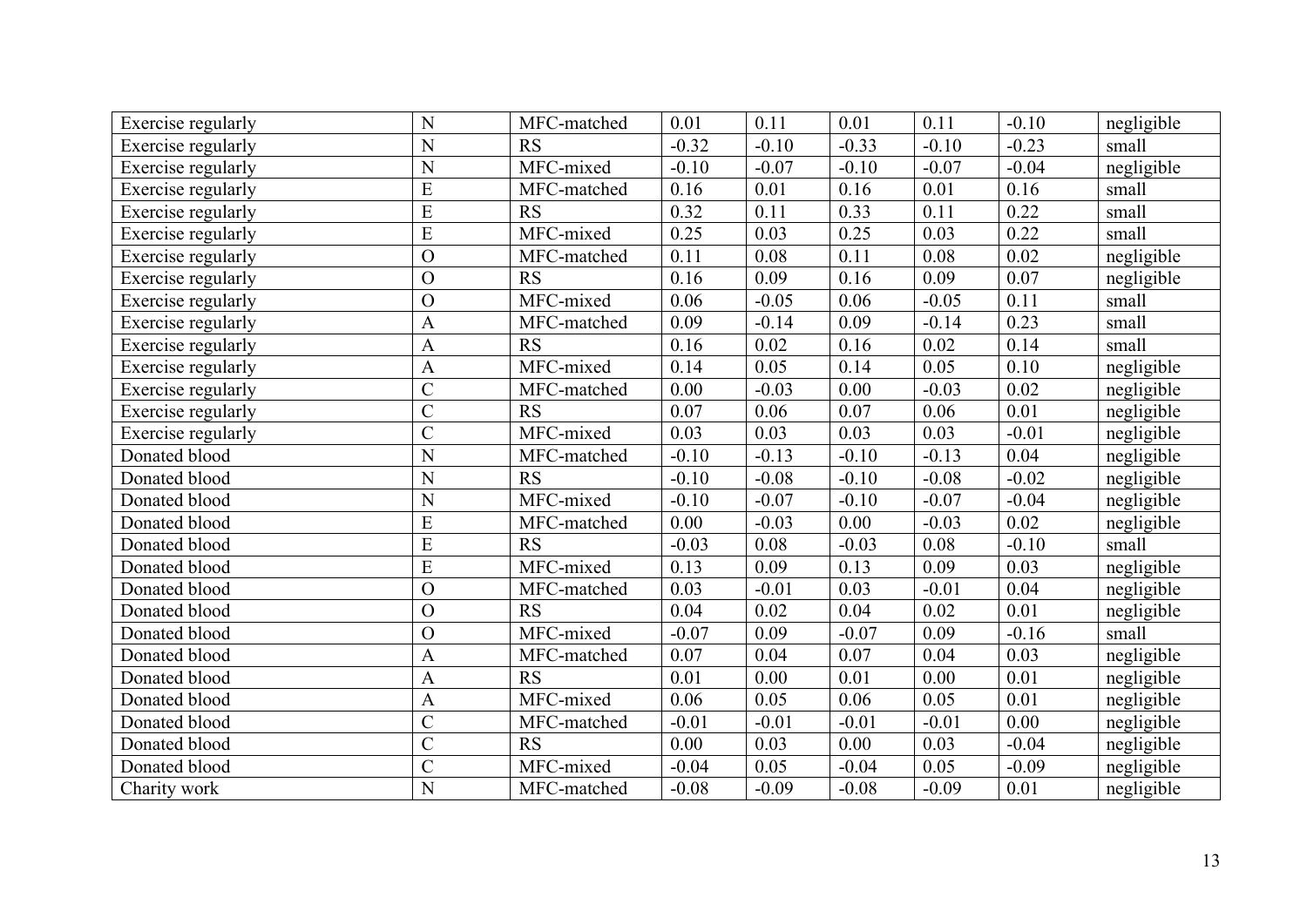| | | | | | | | | |
|---|---|---|---|---|---|---|---|---|
| Exercise regularly | N | MFC-matched | 0.01 | 0.11 | 0.01 | 0.11 | -0.10 | negligible |
| Exercise regularly | N | RS | -0.32 | -0.10 | -0.33 | -0.10 | -0.23 | small |
| Exercise regularly | N | MFC-mixed | -0.10 | -0.07 | -0.10 | -0.07 | -0.04 | negligible |
| Exercise regularly | E | MFC-matched | 0.16 | 0.01 | 0.16 | 0.01 | 0.16 | small |
| Exercise regularly | E | RS | 0.32 | 0.11 | 0.33 | 0.11 | 0.22 | small |
| Exercise regularly | E | MFC-mixed | 0.25 | 0.03 | 0.25 | 0.03 | 0.22 | small |
| Exercise regularly | O | MFC-matched | 0.11 | 0.08 | 0.11 | 0.08 | 0.02 | negligible |
| Exercise regularly | O | RS | 0.16 | 0.09 | 0.16 | 0.09 | 0.07 | negligible |
| Exercise regularly | O | MFC-mixed | 0.06 | -0.05 | 0.06 | -0.05 | 0.11 | small |
| Exercise regularly | A | MFC-matched | 0.09 | -0.14 | 0.09 | -0.14 | 0.23 | small |
| Exercise regularly | A | RS | 0.16 | 0.02 | 0.16 | 0.02 | 0.14 | small |
| Exercise regularly | A | MFC-mixed | 0.14 | 0.05 | 0.14 | 0.05 | 0.10 | negligible |
| Exercise regularly | C | MFC-matched | 0.00 | -0.03 | 0.00 | -0.03 | 0.02 | negligible |
| Exercise regularly | C | RS | 0.07 | 0.06 | 0.07 | 0.06 | 0.01 | negligible |
| Exercise regularly | C | MFC-mixed | 0.03 | 0.03 | 0.03 | 0.03 | -0.01 | negligible |
| Donated blood | N | MFC-matched | -0.10 | -0.13 | -0.10 | -0.13 | 0.04 | negligible |
| Donated blood | N | RS | -0.10 | -0.08 | -0.10 | -0.08 | -0.02 | negligible |
| Donated blood | N | MFC-mixed | -0.10 | -0.07 | -0.10 | -0.07 | -0.04 | negligible |
| Donated blood | E | MFC-matched | 0.00 | -0.03 | 0.00 | -0.03 | 0.02 | negligible |
| Donated blood | E | RS | -0.03 | 0.08 | -0.03 | 0.08 | -0.10 | small |
| Donated blood | E | MFC-mixed | 0.13 | 0.09 | 0.13 | 0.09 | 0.03 | negligible |
| Donated blood | O | MFC-matched | 0.03 | -0.01 | 0.03 | -0.01 | 0.04 | negligible |
| Donated blood | O | RS | 0.04 | 0.02 | 0.04 | 0.02 | 0.01 | negligible |
| Donated blood | O | MFC-mixed | -0.07 | 0.09 | -0.07 | 0.09 | -0.16 | small |
| Donated blood | A | MFC-matched | 0.07 | 0.04 | 0.07 | 0.04 | 0.03 | negligible |
| Donated blood | A | RS | 0.01 | 0.00 | 0.01 | 0.00 | 0.01 | negligible |
| Donated blood | A | MFC-mixed | 0.06 | 0.05 | 0.06 | 0.05 | 0.01 | negligible |
| Donated blood | C | MFC-matched | -0.01 | -0.01 | -0.01 | -0.01 | 0.00 | negligible |
| Donated blood | C | RS | 0.00 | 0.03 | 0.00 | 0.03 | -0.04 | negligible |
| Donated blood | C | MFC-mixed | -0.04 | 0.05 | -0.04 | 0.05 | -0.09 | negligible |
| Charity work | N | MFC-matched | -0.08 | -0.09 | -0.08 | -0.09 | 0.01 | negligible |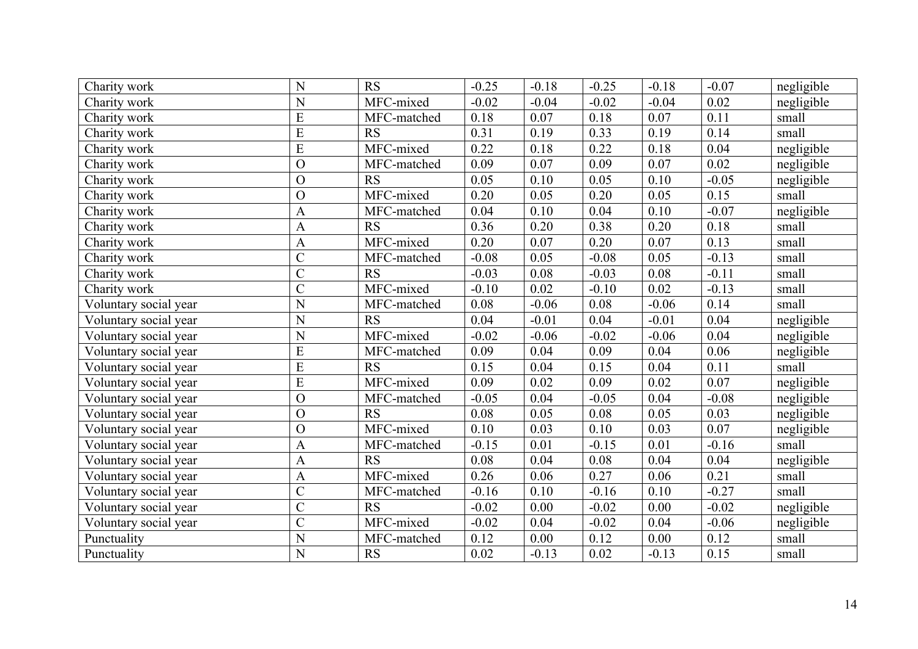| | | | | | | | | |
|---|---|---|---|---|---|---|---|---|
| Charity work | N | RS | -0.25 | -0.18 | -0.25 | -0.18 | -0.07 | negligible |
| Charity work | N | MFC-mixed | -0.02 | -0.04 | -0.02 | -0.04 | 0.02 | negligible |
| Charity work | E | MFC-matched | 0.18 | 0.07 | 0.18 | 0.07 | 0.11 | small |
| Charity work | E | RS | 0.31 | 0.19 | 0.33 | 0.19 | 0.14 | small |
| Charity work | E | MFC-mixed | 0.22 | 0.18 | 0.22 | 0.18 | 0.04 | negligible |
| Charity work | O | MFC-matched | 0.09 | 0.07 | 0.09 | 0.07 | 0.02 | negligible |
| Charity work | O | RS | 0.05 | 0.10 | 0.05 | 0.10 | -0.05 | negligible |
| Charity work | O | MFC-mixed | 0.20 | 0.05 | 0.20 | 0.05 | 0.15 | small |
| Charity work | A | MFC-matched | 0.04 | 0.10 | 0.04 | 0.10 | -0.07 | negligible |
| Charity work | A | RS | 0.36 | 0.20 | 0.38 | 0.20 | 0.18 | small |
| Charity work | A | MFC-mixed | 0.20 | 0.07 | 0.20 | 0.07 | 0.13 | small |
| Charity work | C | MFC-matched | -0.08 | 0.05 | -0.08 | 0.05 | -0.13 | small |
| Charity work | C | RS | -0.03 | 0.08 | -0.03 | 0.08 | -0.11 | small |
| Charity work | C | MFC-mixed | -0.10 | 0.02 | -0.10 | 0.02 | -0.13 | small |
| Voluntary social year | N | MFC-matched | 0.08 | -0.06 | 0.08 | -0.06 | 0.14 | small |
| Voluntary social year | N | RS | 0.04 | -0.01 | 0.04 | -0.01 | 0.04 | negligible |
| Voluntary social year | N | MFC-mixed | -0.02 | -0.06 | -0.02 | -0.06 | 0.04 | negligible |
| Voluntary social year | E | MFC-matched | 0.09 | 0.04 | 0.09 | 0.04 | 0.06 | negligible |
| Voluntary social year | E | RS | 0.15 | 0.04 | 0.15 | 0.04 | 0.11 | small |
| Voluntary social year | E | MFC-mixed | 0.09 | 0.02 | 0.09 | 0.02 | 0.07 | negligible |
| Voluntary social year | O | MFC-matched | -0.05 | 0.04 | -0.05 | 0.04 | -0.08 | negligible |
| Voluntary social year | O | RS | 0.08 | 0.05 | 0.08 | 0.05 | 0.03 | negligible |
| Voluntary social year | O | MFC-mixed | 0.10 | 0.03 | 0.10 | 0.03 | 0.07 | negligible |
| Voluntary social year | A | MFC-matched | -0.15 | 0.01 | -0.15 | 0.01 | -0.16 | small |
| Voluntary social year | A | RS | 0.08 | 0.04 | 0.08 | 0.04 | 0.04 | negligible |
| Voluntary social year | A | MFC-mixed | 0.26 | 0.06 | 0.27 | 0.06 | 0.21 | small |
| Voluntary social year | C | MFC-matched | -0.16 | 0.10 | -0.16 | 0.10 | -0.27 | small |
| Voluntary social year | C | RS | -0.02 | 0.00 | -0.02 | 0.00 | -0.02 | negligible |
| Voluntary social year | C | MFC-mixed | -0.02 | 0.04 | -0.02 | 0.04 | -0.06 | negligible |
| Punctuality | N | MFC-matched | 0.12 | 0.00 | 0.12 | 0.00 | 0.12 | small |
| Punctuality | N | RS | 0.02 | -0.13 | 0.02 | -0.13 | 0.15 | small |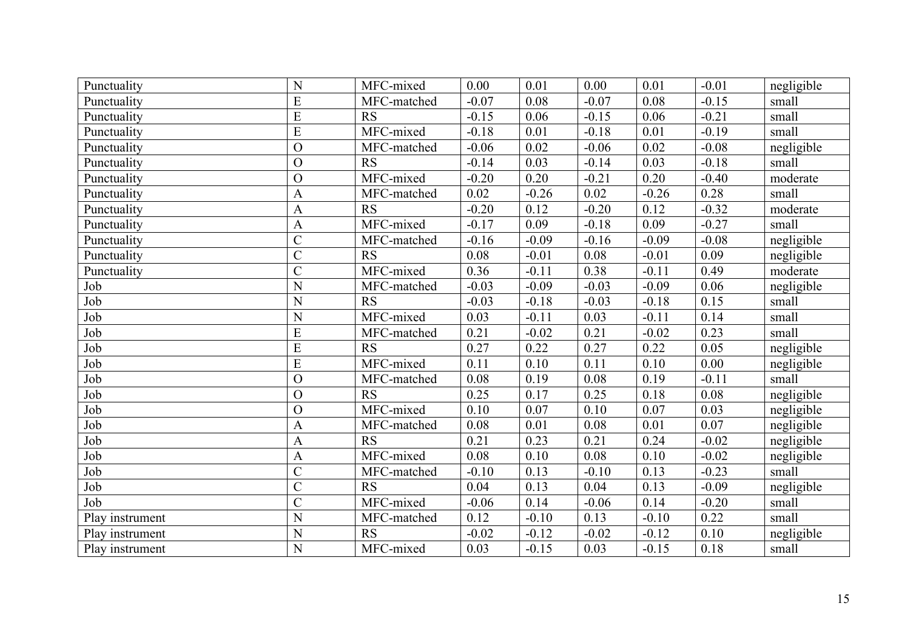| | | | | | | | | |
|---|---|---|---|---|---|---|---|---|
| Punctuality | N | MFC-mixed | 0.00 | 0.01 | 0.00 | 0.01 | -0.01 | negligible |
| Punctuality | E | MFC-matched | -0.07 | 0.08 | -0.07 | 0.08 | -0.15 | small |
| Punctuality | E | RS | -0.15 | 0.06 | -0.15 | 0.06 | -0.21 | small |
| Punctuality | E | MFC-mixed | -0.18 | 0.01 | -0.18 | 0.01 | -0.19 | small |
| Punctuality | O | MFC-matched | -0.06 | 0.02 | -0.06 | 0.02 | -0.08 | negligible |
| Punctuality | O | RS | -0.14 | 0.03 | -0.14 | 0.03 | -0.18 | small |
| Punctuality | O | MFC-mixed | -0.20 | 0.20 | -0.21 | 0.20 | -0.40 | moderate |
| Punctuality | A | MFC-matched | 0.02 | -0.26 | 0.02 | -0.26 | 0.28 | small |
| Punctuality | A | RS | -0.20 | 0.12 | -0.20 | 0.12 | -0.32 | moderate |
| Punctuality | A | MFC-mixed | -0.17 | 0.09 | -0.18 | 0.09 | -0.27 | small |
| Punctuality | C | MFC-matched | -0.16 | -0.09 | -0.16 | -0.09 | -0.08 | negligible |
| Punctuality | C | RS | 0.08 | -0.01 | 0.08 | -0.01 | 0.09 | negligible |
| Punctuality | C | MFC-mixed | 0.36 | -0.11 | 0.38 | -0.11 | 0.49 | moderate |
| Job | N | MFC-matched | -0.03 | -0.09 | -0.03 | -0.09 | 0.06 | negligible |
| Job | N | RS | -0.03 | -0.18 | -0.03 | -0.18 | 0.15 | small |
| Job | N | MFC-mixed | 0.03 | -0.11 | 0.03 | -0.11 | 0.14 | small |
| Job | E | MFC-matched | 0.21 | -0.02 | 0.21 | -0.02 | 0.23 | small |
| Job | E | RS | 0.27 | 0.22 | 0.27 | 0.22 | 0.05 | negligible |
| Job | E | MFC-mixed | 0.11 | 0.10 | 0.11 | 0.10 | 0.00 | negligible |
| Job | O | MFC-matched | 0.08 | 0.19 | 0.08 | 0.19 | -0.11 | small |
| Job | O | RS | 0.25 | 0.17 | 0.25 | 0.18 | 0.08 | negligible |
| Job | O | MFC-mixed | 0.10 | 0.07 | 0.10 | 0.07 | 0.03 | negligible |
| Job | A | MFC-matched | 0.08 | 0.01 | 0.08 | 0.01 | 0.07 | negligible |
| Job | A | RS | 0.21 | 0.23 | 0.21 | 0.24 | -0.02 | negligible |
| Job | A | MFC-mixed | 0.08 | 0.10 | 0.08 | 0.10 | -0.02 | negligible |
| Job | C | MFC-matched | -0.10 | 0.13 | -0.10 | 0.13 | -0.23 | small |
| Job | C | RS | 0.04 | 0.13 | 0.04 | 0.13 | -0.09 | negligible |
| Job | C | MFC-mixed | -0.06 | 0.14 | -0.06 | 0.14 | -0.20 | small |
| Play instrument | N | MFC-matched | 0.12 | -0.10 | 0.13 | -0.10 | 0.22 | small |
| Play instrument | N | RS | -0.02 | -0.12 | -0.02 | -0.12 | 0.10 | negligible |
| Play instrument | N | MFC-mixed | 0.03 | -0.15 | 0.03 | -0.15 | 0.18 | small |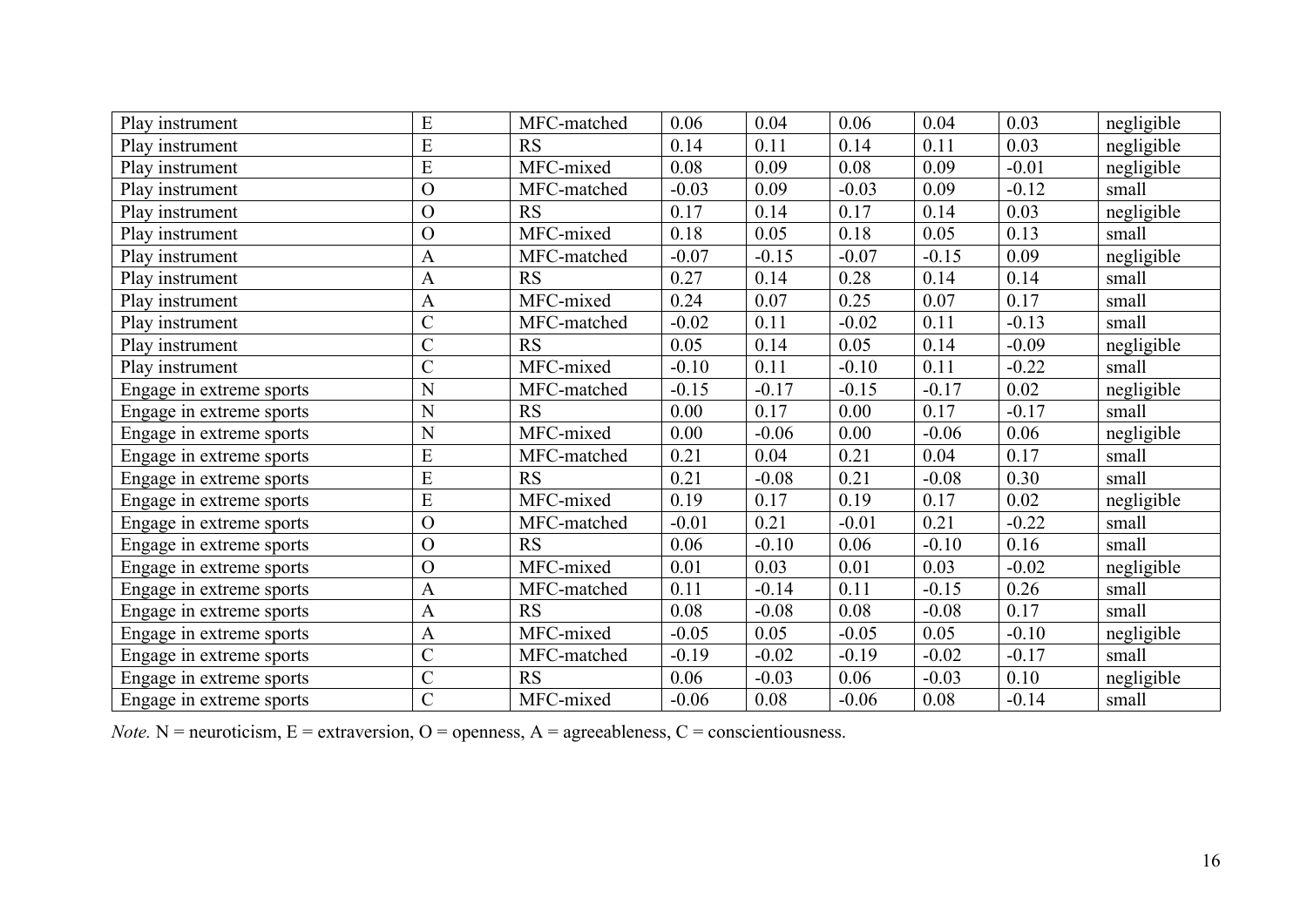| | | | | | | | | |
|---|---|---|---|---|---|---|---|---|
| Play instrument | E | MFC-matched | 0.06 | 0.04 | 0.06 | 0.04 | 0.03 | negligible |
| Play instrument | E | RS | 0.14 | 0.11 | 0.14 | 0.11 | 0.03 | negligible |
| Play instrument | E | MFC-mixed | 0.08 | 0.09 | 0.08 | 0.09 | -0.01 | negligible |
| Play instrument | O | MFC-matched | -0.03 | 0.09 | -0.03 | 0.09 | -0.12 | small |
| Play instrument | O | RS | 0.17 | 0.14 | 0.17 | 0.14 | 0.03 | negligible |
| Play instrument | O | MFC-mixed | 0.18 | 0.05 | 0.18 | 0.05 | 0.13 | small |
| Play instrument | A | MFC-matched | -0.07 | -0.15 | -0.07 | -0.15 | 0.09 | negligible |
| Play instrument | A | RS | 0.27 | 0.14 | 0.28 | 0.14 | 0.14 | small |
| Play instrument | A | MFC-mixed | 0.24 | 0.07 | 0.25 | 0.07 | 0.17 | small |
| Play instrument | C | MFC-matched | -0.02 | 0.11 | -0.02 | 0.11 | -0.13 | small |
| Play instrument | C | RS | 0.05 | 0.14 | 0.05 | 0.14 | -0.09 | negligible |
| Play instrument | C | MFC-mixed | -0.10 | 0.11 | -0.10 | 0.11 | -0.22 | small |
| Engage in extreme sports | N | MFC-matched | -0.15 | -0.17 | -0.15 | -0.17 | 0.02 | negligible |
| Engage in extreme sports | N | RS | 0.00 | 0.17 | 0.00 | 0.17 | -0.17 | small |
| Engage in extreme sports | N | MFC-mixed | 0.00 | -0.06 | 0.00 | -0.06 | 0.06 | negligible |
| Engage in extreme sports | E | MFC-matched | 0.21 | 0.04 | 0.21 | 0.04 | 0.17 | small |
| Engage in extreme sports | E | RS | 0.21 | -0.08 | 0.21 | -0.08 | 0.30 | small |
| Engage in extreme sports | E | MFC-mixed | 0.19 | 0.17 | 0.19 | 0.17 | 0.02 | negligible |
| Engage in extreme sports | O | MFC-matched | -0.01 | 0.21 | -0.01 | 0.21 | -0.22 | small |
| Engage in extreme sports | O | RS | 0.06 | -0.10 | 0.06 | -0.10 | 0.16 | small |
| Engage in extreme sports | O | MFC-mixed | 0.01 | 0.03 | 0.01 | 0.03 | -0.02 | negligible |
| Engage in extreme sports | A | MFC-matched | 0.11 | -0.14 | 0.11 | -0.15 | 0.26 | small |
| Engage in extreme sports | A | RS | 0.08 | -0.08 | 0.08 | -0.08 | 0.17 | small |
| Engage in extreme sports | A | MFC-mixed | -0.05 | 0.05 | -0.05 | 0.05 | -0.10 | negligible |
| Engage in extreme sports | C | MFC-matched | -0.19 | -0.02 | -0.19 | -0.02 | -0.17 | small |
| Engage in extreme sports | C | RS | 0.06 | -0.03 | 0.06 | -0.03 | 0.10 | negligible |
| Engage in extreme sports | C | MFC-mixed | -0.06 | 0.08 | -0.06 | 0.08 | -0.14 | small |

*Note.* N = neuroticism, E = extraversion, O = openness, A = agreeableness, C = conscientiousness.